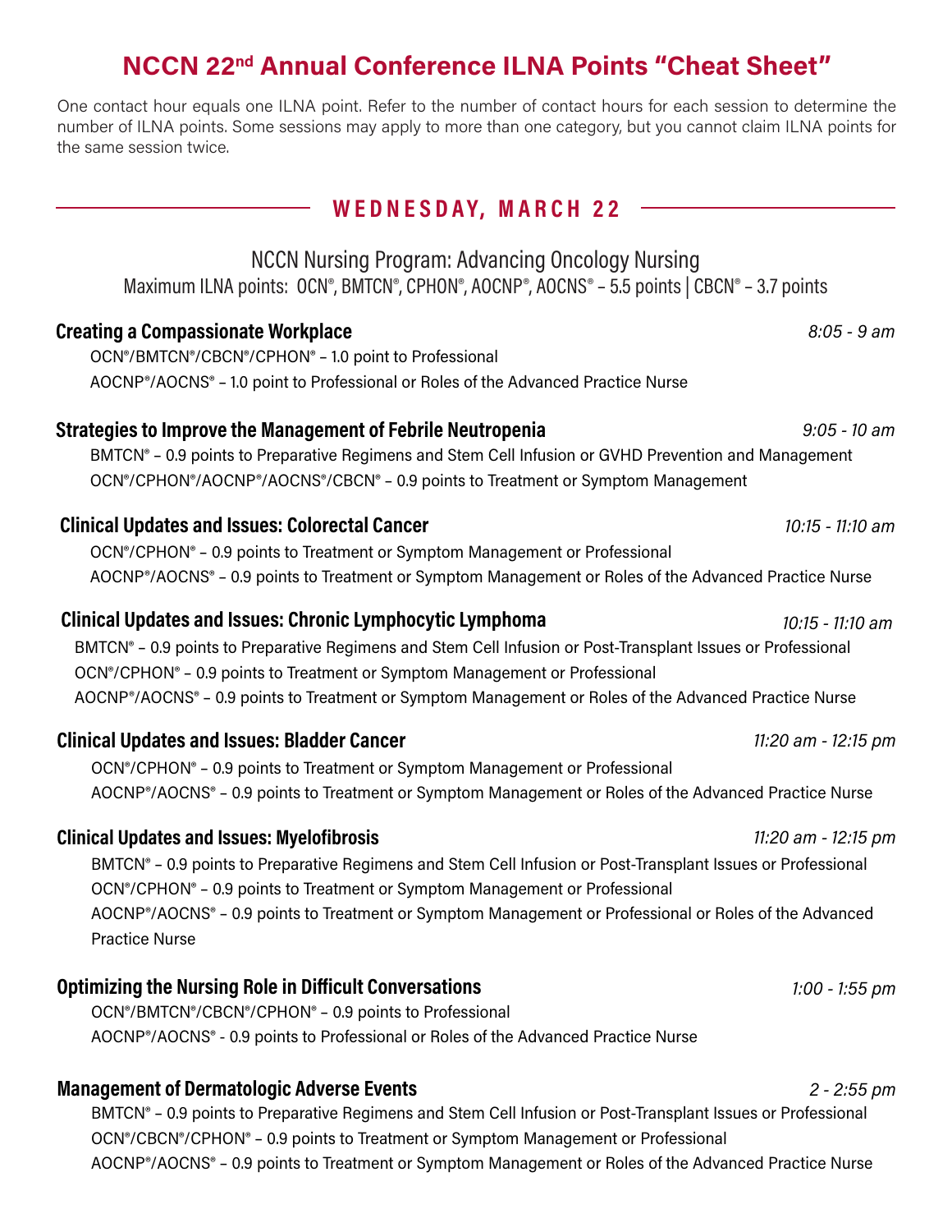# NCCN 22nd Annual Conference ILNA Points "Cheat Sheet"

One contact hour equals one ILNA point. Refer to the number of contact hours for each session to determine the number of ILNA points. Some sessions may apply to more than one category, but you cannot claim ILNA points for the same session twice.

## WEDNESDAY, MARCH 22

### NCCN Nursing Program: Advancing Oncology Nursing

Maximum ILNA points: OCN®, BMTCN®, CPHON®, AOCNP®, AOCNS® – 5.5 points | CBCN® – 3.7 points

**Creating a Compassionate Workplace** *8:05 - 9 am*

OCN®/BMTCN®/CBCN®/CPHON® – 1.0 point to Professional

AOCNP®/AOCNS® – 1.0 point to Professional or Roles of the Advanced Practice Nurse

**Strategies to Improve the Management of Febrile Neutropenia** *9:05 - 10 am*

BMTCN® – 0.9 points to Preparative Regimens and Stem Cell Infusion or GVHD Prevention and Management

OCN®/CPHON®/AOCNP®/AOCNS®/CBCN® – 0.9 points to Treatment or Symptom Management

**Clinical Updates and Issues: Colorectal Cancer** *10:15 - 11:10 am*

OCN®/CPHON® – 0.9 points to Treatment or Symptom Management or Professional

AOCNP®/AOCNS® – 0.9 points to Treatment or Symptom Management or Roles of the Advanced Practice Nurse

**Clinical Updates and Issues: Chronic Lymphocytic Lymphoma** *10:15 - 11:10 am*

BMTCN® – 0.9 points to Preparative Regimens and Stem Cell Infusion or Post-Transplant Issues or Professional

OCN®/CPHON® – 0.9 points to Treatment or Symptom Management or Professional

AOCNP®/AOCNS® – 0.9 points to Treatment or Symptom Management or Roles of the Advanced Practice Nurse

**Clinical Updates and Issues: Bladder Cancer** *11:20 am - 12:15 pm*

OCN®/CPHON® – 0.9 points to Treatment or Symptom Management or Professional

AOCNP®/AOCNS® – 0.9 points to Treatment or Symptom Management or Roles of the Advanced Practice Nurse

**Clinical Updates and Issues: Myelofibrosis** *11:20 am - 12:15 pm*

BMTCN® – 0.9 points to Preparative Regimens and Stem Cell Infusion or Post-Transplant Issues or Professional

OCN®/CPHON® – 0.9 points to Treatment or Symptom Management or Professional

AOCNP®/AOCNS® – 0.9 points to Treatment or Symptom Management or Professional or Roles of the Advanced Practice Nurse

**Optimizing the Nursing Role in Difficult Conversations** *1:00 - 1:55 pm*

OCN®/BMTCN®/CBCN®/CPHON® – 0.9 points to Professional

AOCNP®/AOCNS® - 0.9 points to Professional or Roles of the Advanced Practice Nurse

**Management of Dermatologic Adverse Events** *2 - 2:55 pm*

BMTCN® – 0.9 points to Preparative Regimens and Stem Cell Infusion or Post-Transplant Issues or Professional

OCN®/CBCN®/CPHON® – 0.9 points to Treatment or Symptom Management or Professional

AOCNP®/AOCNS® – 0.9 points to Treatment or Symptom Management or Roles of the Advanced Practice Nurse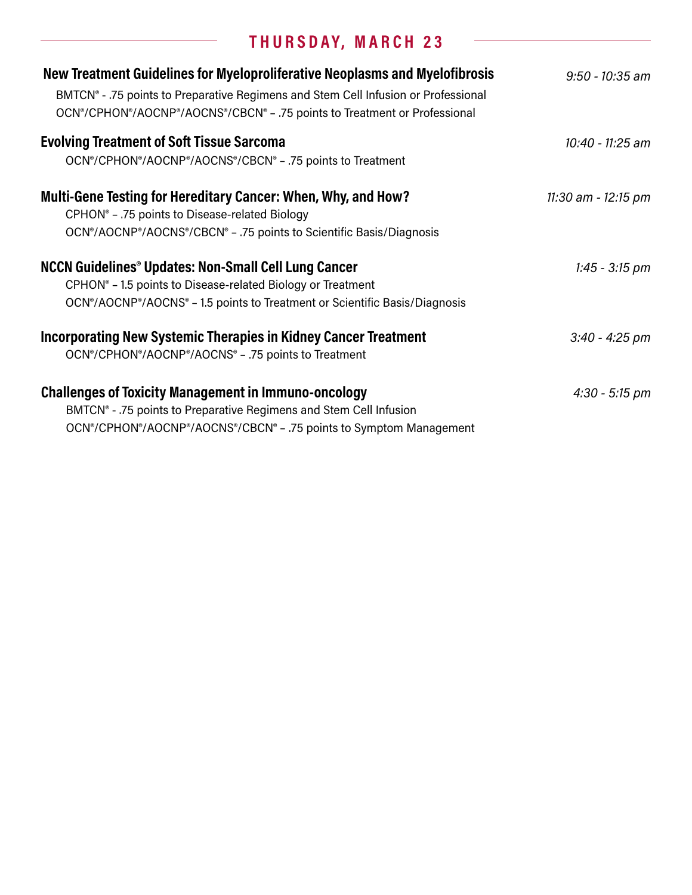## THURSDAY, MARCH 23

**New Treatment Guidelines for Myeloproliferative Neoplasms and Myelofibrosis** — *9:50 - 10:35 am*

BMTCN® - .75 points to Preparative Regimens and Stem Cell Infusion or Professional
OCN®/CPHON®/AOCNP®/AOCNS®/CBCN® – .75 points to Treatment or Professional

**Evolving Treatment of Soft Tissue Sarcoma** — *10:40 - 11:25 am*

OCN®/CPHON®/AOCNP®/AOCNS®/CBCN® – .75 points to Treatment

**Multi-Gene Testing for Hereditary Cancer: When, Why, and How?** — *11:30 am - 12:15 pm*

CPHON® – .75 points to Disease-related Biology
OCN®/AOCNP®/AOCNS®/CBCN® – .75 points to Scientific Basis/Diagnosis

**NCCN Guidelines® Updates: Non-Small Cell Lung Cancer** — *1:45 - 3:15 pm*

CPHON® – 1.5 points to Disease-related Biology or Treatment
OCN®/AOCNP®/AOCNS® – 1.5 points to Treatment or Scientific Basis/Diagnosis

**Incorporating New Systemic Therapies in Kidney Cancer Treatment** — *3:40 - 4:25 pm*

OCN®/CPHON®/AOCNP®/AOCNS® – .75 points to Treatment

**Challenges of Toxicity Management in Immuno-oncology** — *4:30 - 5:15 pm*

BMTCN® - .75 points to Preparative Regimens and Stem Cell Infusion
OCN®/CPHON®/AOCNP®/AOCNS®/CBCN® – .75 points to Symptom Management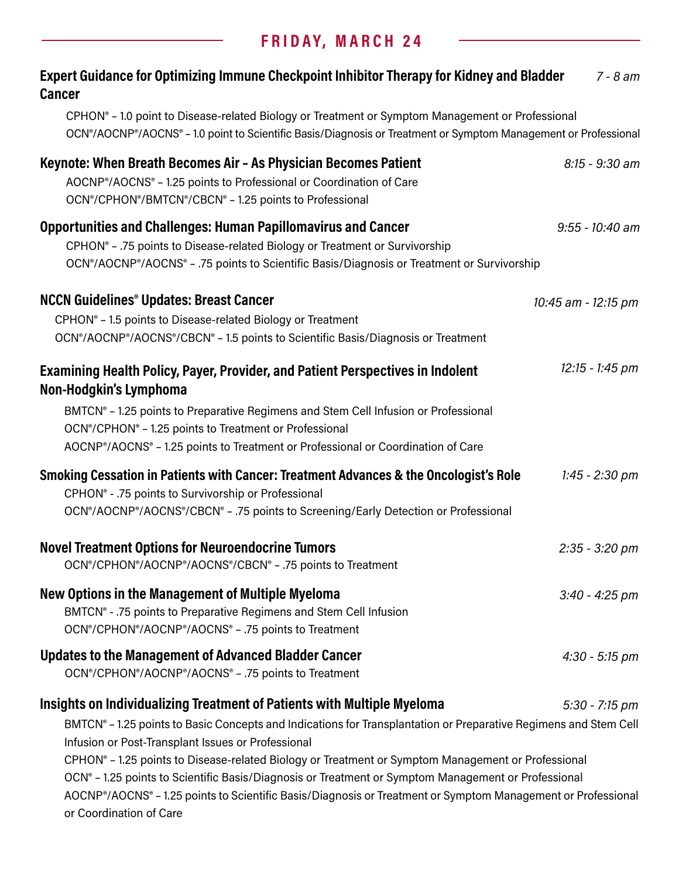## FRIDAY, MARCH 24

**Expert Guidance for Optimizing Immune Checkpoint Inhibitor Therapy for Kidney and Bladder Cancer** — *7 - 8 am*

CPHON® – 1.0 point to Disease-related Biology or Treatment or Symptom Management or Professional
OCN®/AOCNP®/AOCNS® – 1.0 point to Scientific Basis/Diagnosis or Treatment or Symptom Management or Professional

**Keynote: When Breath Becomes Air – As Physician Becomes Patient** — *8:15 - 9:30 am*

AOCNP®/AOCNS® – 1.25 points to Professional or Coordination of Care
OCN®/CPHON®/BMTCN®/CBCN® – 1.25 points to Professional

**Opportunities and Challenges: Human Papillomavirus and Cancer** — *9:55 - 10:40 am*

CPHON® – .75 points to Disease-related Biology or Treatment or Survivorship
OCN®/AOCNP®/AOCNS® – .75 points to Scientific Basis/Diagnosis or Treatment or Survivorship

**NCCN Guidelines® Updates: Breast Cancer** — *10:45 am - 12:15 pm*

CPHON® – 1.5 points to Disease-related Biology or Treatment
OCN®/AOCNP®/AOCNS®/CBCN® – 1.5 points to Scientific Basis/Diagnosis or Treatment

**Examining Health Policy, Payer, Provider, and Patient Perspectives in Indolent Non-Hodgkin's Lymphoma** — *12:15 - 1:45 pm*

BMTCN® – 1.25 points to Preparative Regimens and Stem Cell Infusion or Professional
OCN®/CPHON® – 1.25 points to Treatment or Professional
AOCNP®/AOCNS® – 1.25 points to Treatment or Professional or Coordination of Care

**Smoking Cessation in Patients with Cancer: Treatment Advances & the Oncologist's Role** — *1:45 - 2:30 pm*

CPHON® - .75 points to Survivorship or Professional
OCN®/AOCNP®/AOCNS®/CBCN® – .75 points to Screening/Early Detection or Professional

**Novel Treatment Options for Neuroendocrine Tumors** — *2:35 - 3:20 pm*

OCN®/CPHON®/AOCNP®/AOCNS®/CBCN® – .75 points to Treatment

**New Options in the Management of Multiple Myeloma** — *3:40 - 4:25 pm*

BMTCN® - .75 points to Preparative Regimens and Stem Cell Infusion
OCN®/CPHON®/AOCNP®/AOCNS® – .75 points to Treatment

**Updates to the Management of Advanced Bladder Cancer** — *4:30 - 5:15 pm*

OCN®/CPHON®/AOCNP®/AOCNS® – .75 points to Treatment

**Insights on Individualizing Treatment of Patients with Multiple Myeloma** — *5:30 - 7:15 pm*

BMTCN® – 1.25 points to Basic Concepts and Indications for Transplantation or Preparative Regimens and Stem Cell Infusion or Post-Transplant Issues or Professional
CPHON® – 1.25 points to Disease-related Biology or Treatment or Symptom Management or Professional
OCN® – 1.25 points to Scientific Basis/Diagnosis or Treatment or Symptom Management or Professional
AOCNP®/AOCNS® – 1.25 points to Scientific Basis/Diagnosis or Treatment or Symptom Management or Professional or Coordination of Care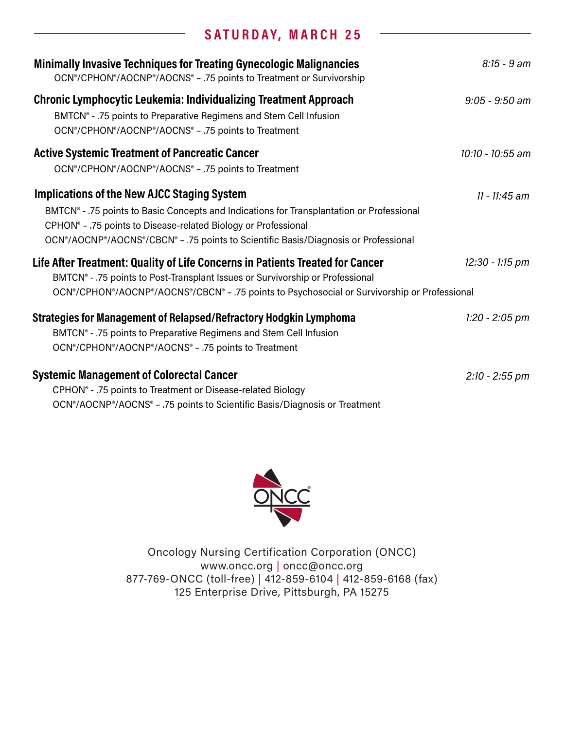## SATURDAY, MARCH 25

**Minimally Invasive Techniques for Treating Gynecologic Malignancies** — *8:15 - 9 am*
OCN®/CPHON®/AOCNP®/AOCNS® – .75 points to Treatment or Survivorship

**Chronic Lymphocytic Leukemia: Individualizing Treatment Approach** — *9:05 - 9:50 am*
BMTCN® - .75 points to Preparative Regimens and Stem Cell Infusion
OCN®/CPHON®/AOCNP®/AOCNS® – .75 points to Treatment

**Active Systemic Treatment of Pancreatic Cancer** — *10:10 - 10:55 am*
OCN®/CPHON®/AOCNP®/AOCNS® – .75 points to Treatment

**Implications of the New AJCC Staging System** — *11 - 11:45 am*
BMTCN® - .75 points to Basic Concepts and Indications for Transplantation or Professional
CPHON® – .75 points to Disease-related Biology or Professional
OCN®/AOCNP®/AOCNS®/CBCN® – .75 points to Scientific Basis/Diagnosis or Professional

**Life After Treatment: Quality of Life Concerns in Patients Treated for Cancer** — *12:30 - 1:15 pm*
BMTCN® - .75 points to Post-Transplant Issues or Survivorship or Professional
OCN®/CPHON®/AOCNP®/AOCNS®/CBCN® – .75 points to Psychosocial or Survivorship or Professional

**Strategies for Management of Relapsed/Refractory Hodgkin Lymphoma** — *1:20 - 2:05 pm*
BMTCN® - .75 points to Preparative Regimens and Stem Cell Infusion
OCN®/CPHON®/AOCNP®/AOCNS® – .75 points to Treatment

**Systemic Management of Colorectal Cancer** — *2:10 - 2:55 pm*
CPHON® - .75 points to Treatment or Disease-related Biology
OCN®/AOCNP®/AOCNS® – .75 points to Scientific Basis/Diagnosis or Treatment

ONCC®

Oncology Nursing Certification Corporation (ONCC)
www.oncc.org | oncc@oncc.org
877-769-ONCC (toll-free) | 412-859-6104 | 412-859-6168 (fax)
125 Enterprise Drive, Pittsburgh, PA 15275